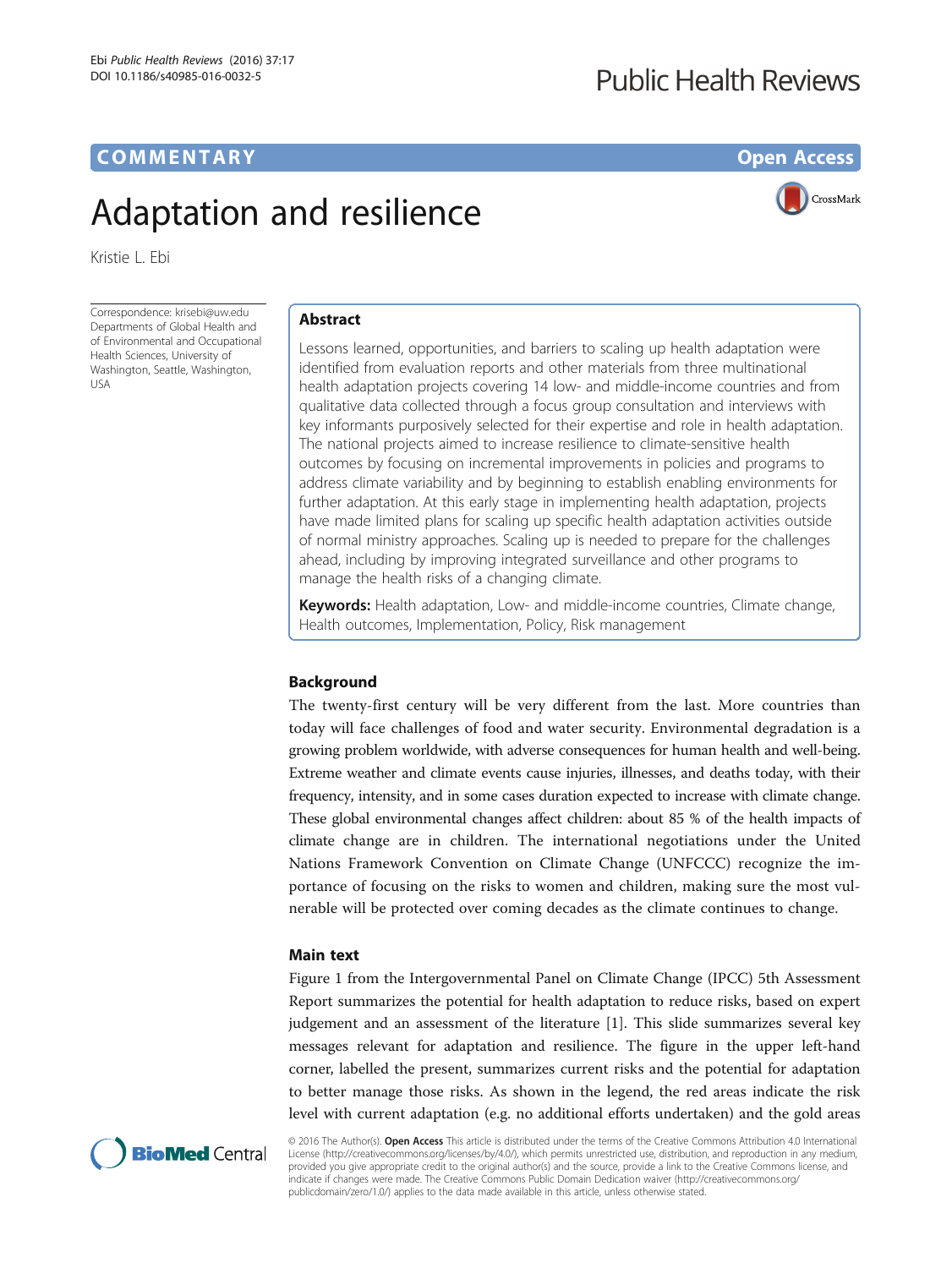COMMENTARY Open Access

# Adaptation and resilience

Kristie L. Ebi

Correspondence: krisebi@uw.edu
Departments of Global Health and of Environmental and Occupational Health Sciences, University of Washington, Seattle, Washington, USA

## Abstract

Lessons learned, opportunities, and barriers to scaling up health adaptation were identified from evaluation reports and other materials from three multinational health adaptation projects covering 14 low- and middle-income countries and from qualitative data collected through a focus group consultation and interviews with key informants purposively selected for their expertise and role in health adaptation. The national projects aimed to increase resilience to climate-sensitive health outcomes by focusing on incremental improvements in policies and programs to address climate variability and by beginning to establish enabling environments for further adaptation. At this early stage in implementing health adaptation, projects have made limited plans for scaling up specific health adaptation activities outside of normal ministry approaches. Scaling up is needed to prepare for the challenges ahead, including by improving integrated surveillance and other programs to manage the health risks of a changing climate.

**Keywords:** Health adaptation, Low- and middle-income countries, Climate change, Health outcomes, Implementation, Policy, Risk management

## Background

The twenty-first century will be very different from the last. More countries than today will face challenges of food and water security. Environmental degradation is a growing problem worldwide, with adverse consequences for human health and well-being. Extreme weather and climate events cause injuries, illnesses, and deaths today, with their frequency, intensity, and in some cases duration expected to increase with climate change. These global environmental changes affect children: about 85 % of the health impacts of climate change are in children. The international negotiations under the United Nations Framework Convention on Climate Change (UNFCCC) recognize the importance of focusing on the risks to women and children, making sure the most vulnerable will be protected over coming decades as the climate continues to change.

## Main text

Figure 1 from the Intergovernmental Panel on Climate Change (IPCC) 5th Assessment Report summarizes the potential for health adaptation to reduce risks, based on expert judgement and an assessment of the literature [1]. This slide summarizes several key messages relevant for adaptation and resilience. The figure in the upper left-hand corner, labelled the present, summarizes current risks and the potential for adaptation to better manage those risks. As shown in the legend, the red areas indicate the risk level with current adaptation (e.g. no additional efforts undertaken) and the gold areas

© 2016 The Author(s). **Open Access** This article is distributed under the terms of the Creative Commons Attribution 4.0 International License (http://creativecommons.org/licenses/by/4.0/), which permits unrestricted use, distribution, and reproduction in any medium, provided you give appropriate credit to the original author(s) and the source, provide a link to the Creative Commons license, and indicate if changes were made. The Creative Commons Public Domain Dedication waiver (http://creativecommons.org/publicdomain/zero/1.0/) applies to the data made available in this article, unless otherwise stated.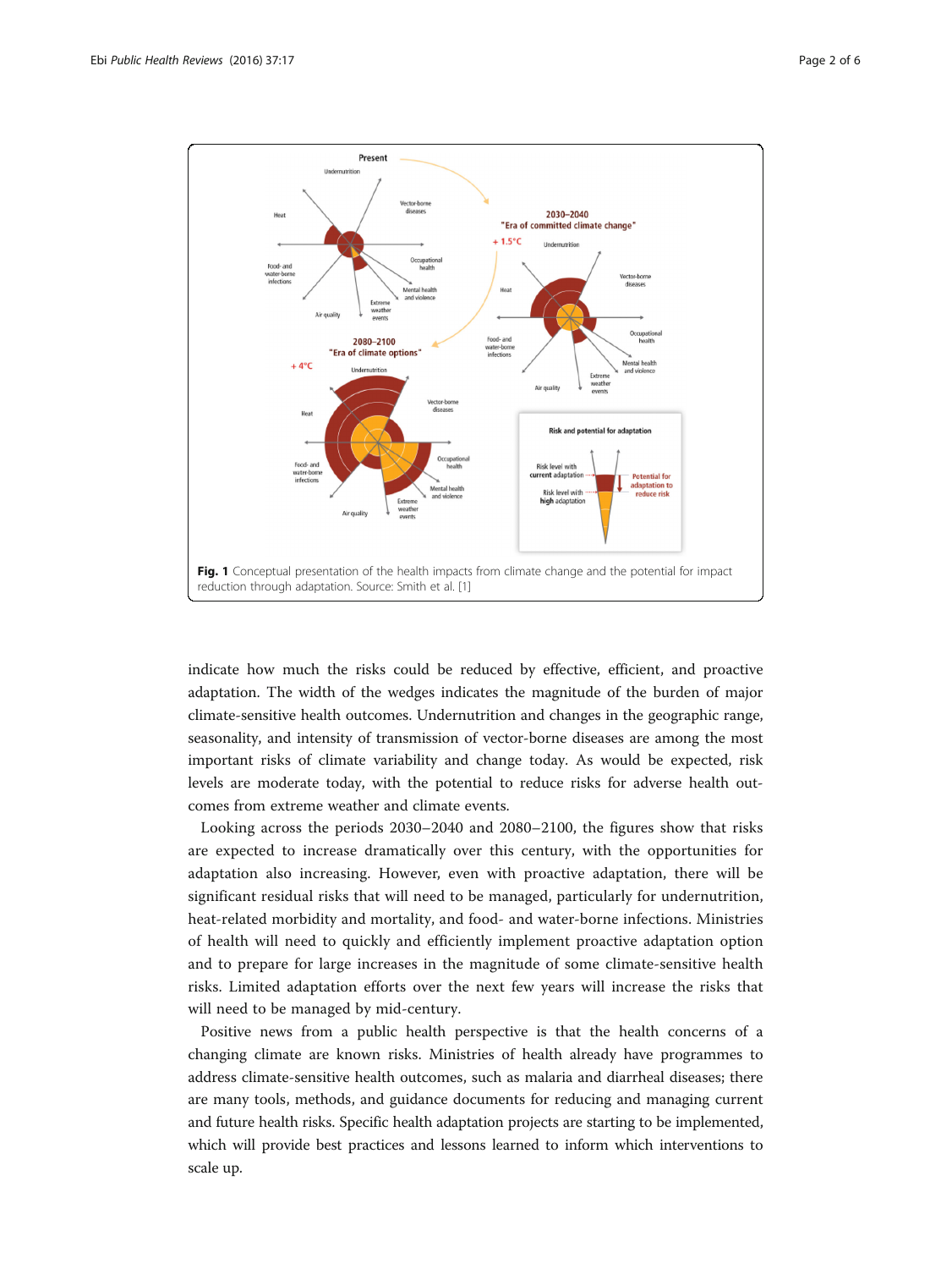Fig. 1 Conceptual presentation of the health impacts from climate change and the potential for impact reduction through adaptation. Source: Smith et al. [1]

indicate how much the risks could be reduced by effective, efficient, and proactive adaptation. The width of the wedges indicates the magnitude of the burden of major climate-sensitive health outcomes. Undernutrition and changes in the geographic range, seasonality, and intensity of transmission of vector-borne diseases are among the most important risks of climate variability and change today. As would be expected, risk levels are moderate today, with the potential to reduce risks for adverse health outcomes from extreme weather and climate events.

Looking across the periods 2030–2040 and 2080–2100, the figures show that risks are expected to increase dramatically over this century, with the opportunities for adaptation also increasing. However, even with proactive adaptation, there will be significant residual risks that will need to be managed, particularly for undernutrition, heat-related morbidity and mortality, and food- and water-borne infections. Ministries of health will need to quickly and efficiently implement proactive adaptation option and to prepare for large increases in the magnitude of some climate-sensitive health risks. Limited adaptation efforts over the next few years will increase the risks that will need to be managed by mid-century.

Positive news from a public health perspective is that the health concerns of a changing climate are known risks. Ministries of health already have programmes to address climate-sensitive health outcomes, such as malaria and diarrheal diseases; there are many tools, methods, and guidance documents for reducing and managing current and future health risks. Specific health adaptation projects are starting to be implemented, which will provide best practices and lessons learned to inform which interventions to scale up.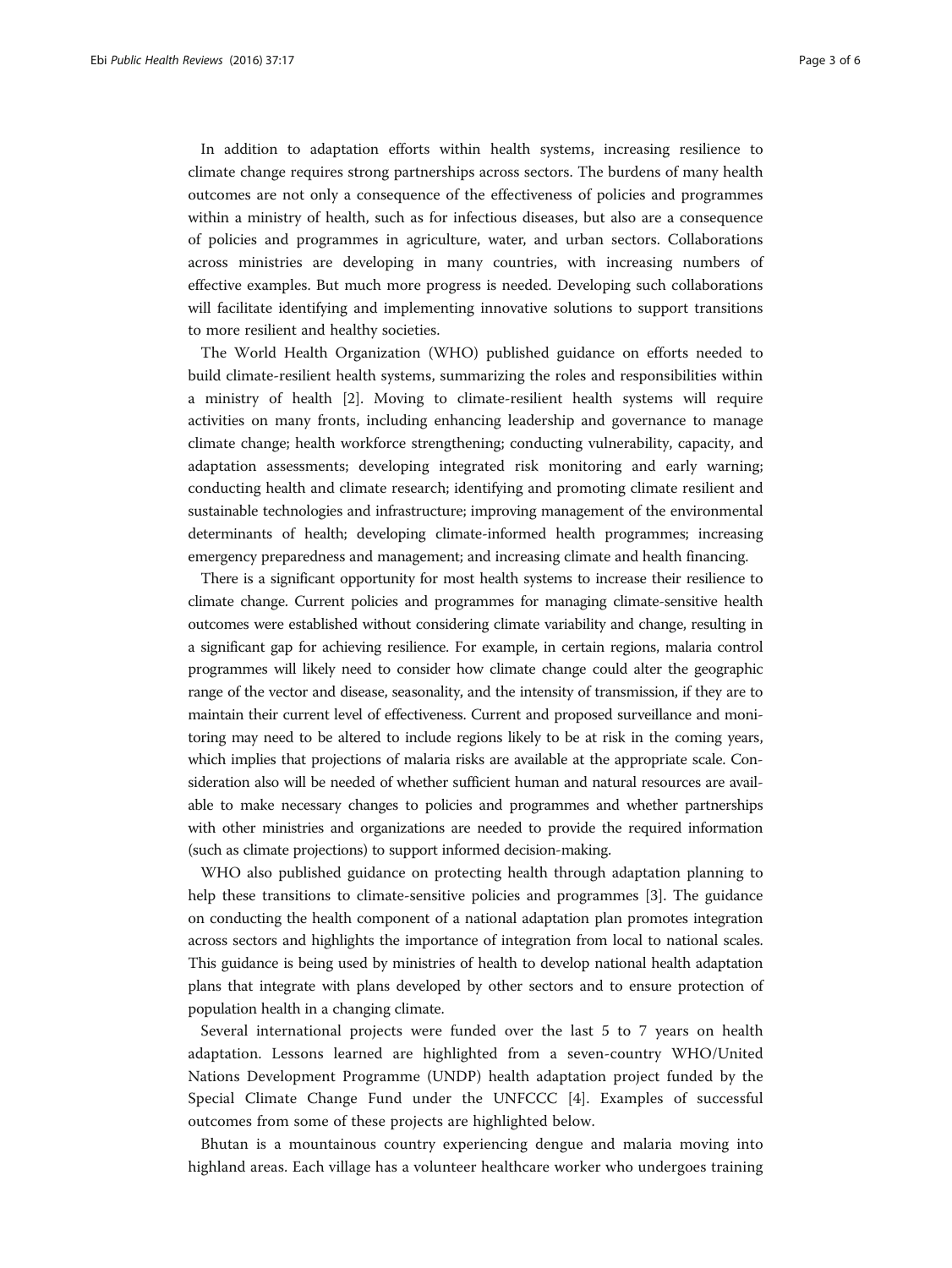In addition to adaptation efforts within health systems, increasing resilience to climate change requires strong partnerships across sectors. The burdens of many health outcomes are not only a consequence of the effectiveness of policies and programmes within a ministry of health, such as for infectious diseases, but also are a consequence of policies and programmes in agriculture, water, and urban sectors. Collaborations across ministries are developing in many countries, with increasing numbers of effective examples. But much more progress is needed. Developing such collaborations will facilitate identifying and implementing innovative solutions to support transitions to more resilient and healthy societies.

The World Health Organization (WHO) published guidance on efforts needed to build climate-resilient health systems, summarizing the roles and responsibilities within a ministry of health [2]. Moving to climate-resilient health systems will require activities on many fronts, including enhancing leadership and governance to manage climate change; health workforce strengthening; conducting vulnerability, capacity, and adaptation assessments; developing integrated risk monitoring and early warning; conducting health and climate research; identifying and promoting climate resilient and sustainable technologies and infrastructure; improving management of the environmental determinants of health; developing climate-informed health programmes; increasing emergency preparedness and management; and increasing climate and health financing.

There is a significant opportunity for most health systems to increase their resilience to climate change. Current policies and programmes for managing climate-sensitive health outcomes were established without considering climate variability and change, resulting in a significant gap for achieving resilience. For example, in certain regions, malaria control programmes will likely need to consider how climate change could alter the geographic range of the vector and disease, seasonality, and the intensity of transmission, if they are to maintain their current level of effectiveness. Current and proposed surveillance and monitoring may need to be altered to include regions likely to be at risk in the coming years, which implies that projections of malaria risks are available at the appropriate scale. Consideration also will be needed of whether sufficient human and natural resources are available to make necessary changes to policies and programmes and whether partnerships with other ministries and organizations are needed to provide the required information (such as climate projections) to support informed decision-making.

WHO also published guidance on protecting health through adaptation planning to help these transitions to climate-sensitive policies and programmes [3]. The guidance on conducting the health component of a national adaptation plan promotes integration across sectors and highlights the importance of integration from local to national scales. This guidance is being used by ministries of health to develop national health adaptation plans that integrate with plans developed by other sectors and to ensure protection of population health in a changing climate.

Several international projects were funded over the last 5 to 7 years on health adaptation. Lessons learned are highlighted from a seven-country WHO/United Nations Development Programme (UNDP) health adaptation project funded by the Special Climate Change Fund under the UNFCCC [4]. Examples of successful outcomes from some of these projects are highlighted below.

Bhutan is a mountainous country experiencing dengue and malaria moving into highland areas. Each village has a volunteer healthcare worker who undergoes training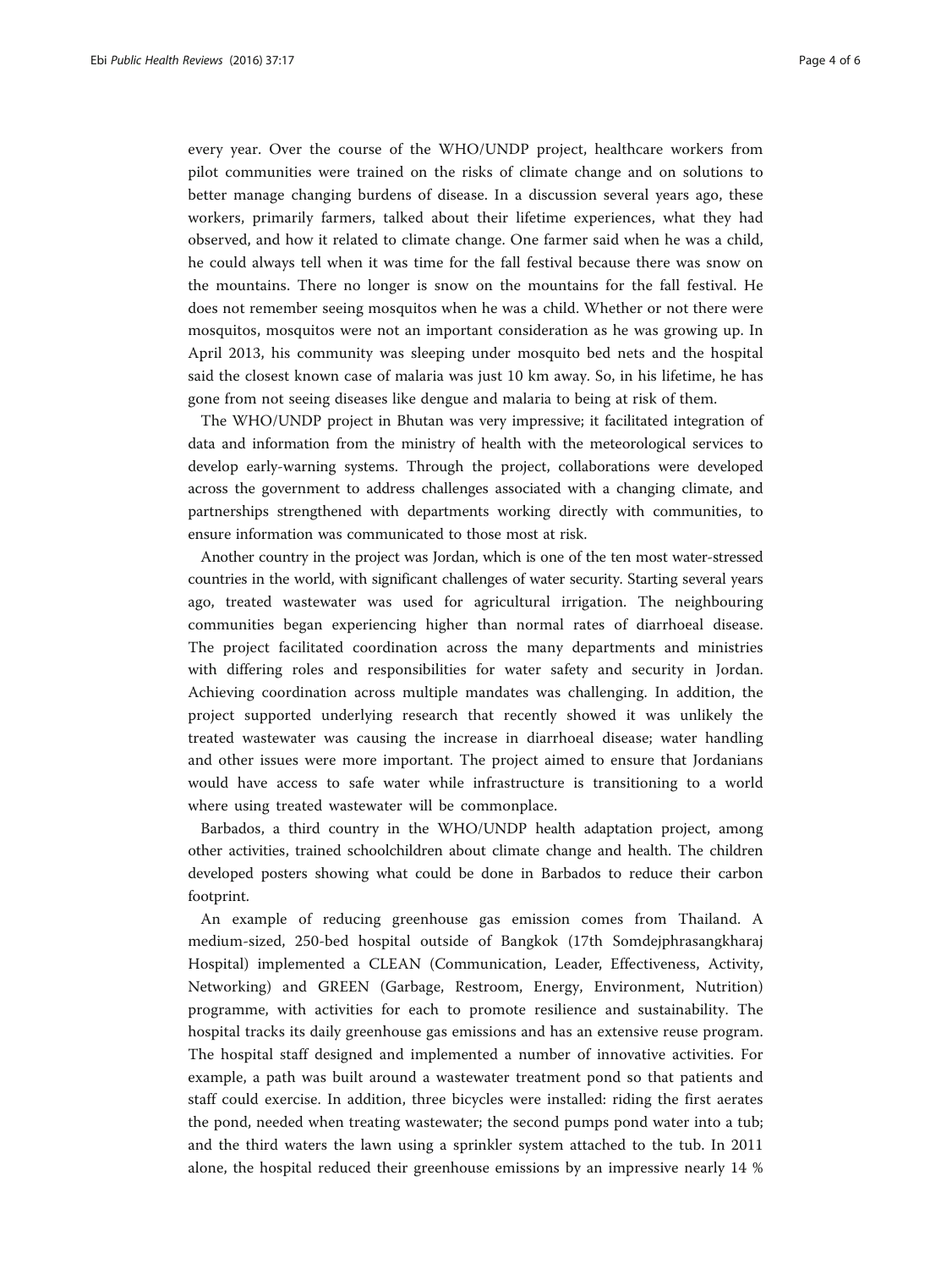every year. Over the course of the WHO/UNDP project, healthcare workers from pilot communities were trained on the risks of climate change and on solutions to better manage changing burdens of disease. In a discussion several years ago, these workers, primarily farmers, talked about their lifetime experiences, what they had observed, and how it related to climate change. One farmer said when he was a child, he could always tell when it was time for the fall festival because there was snow on the mountains. There no longer is snow on the mountains for the fall festival. He does not remember seeing mosquitos when he was a child. Whether or not there were mosquitos, mosquitos were not an important consideration as he was growing up. In April 2013, his community was sleeping under mosquito bed nets and the hospital said the closest known case of malaria was just 10 km away. So, in his lifetime, he has gone from not seeing diseases like dengue and malaria to being at risk of them.

The WHO/UNDP project in Bhutan was very impressive; it facilitated integration of data and information from the ministry of health with the meteorological services to develop early-warning systems. Through the project, collaborations were developed across the government to address challenges associated with a changing climate, and partnerships strengthened with departments working directly with communities, to ensure information was communicated to those most at risk.

Another country in the project was Jordan, which is one of the ten most water-stressed countries in the world, with significant challenges of water security. Starting several years ago, treated wastewater was used for agricultural irrigation. The neighbouring communities began experiencing higher than normal rates of diarrhoeal disease. The project facilitated coordination across the many departments and ministries with differing roles and responsibilities for water safety and security in Jordan. Achieving coordination across multiple mandates was challenging. In addition, the project supported underlying research that recently showed it was unlikely the treated wastewater was causing the increase in diarrhoeal disease; water handling and other issues were more important. The project aimed to ensure that Jordanians would have access to safe water while infrastructure is transitioning to a world where using treated wastewater will be commonplace.

Barbados, a third country in the WHO/UNDP health adaptation project, among other activities, trained schoolchildren about climate change and health. The children developed posters showing what could be done in Barbados to reduce their carbon footprint.

An example of reducing greenhouse gas emission comes from Thailand. A medium-sized, 250-bed hospital outside of Bangkok (17th Somdejphrasangkharaj Hospital) implemented a CLEAN (Communication, Leader, Effectiveness, Activity, Networking) and GREEN (Garbage, Restroom, Energy, Environment, Nutrition) programme, with activities for each to promote resilience and sustainability. The hospital tracks its daily greenhouse gas emissions and has an extensive reuse program. The hospital staff designed and implemented a number of innovative activities. For example, a path was built around a wastewater treatment pond so that patients and staff could exercise. In addition, three bicycles were installed: riding the first aerates the pond, needed when treating wastewater; the second pumps pond water into a tub; and the third waters the lawn using a sprinkler system attached to the tub. In 2011 alone, the hospital reduced their greenhouse emissions by an impressive nearly 14 %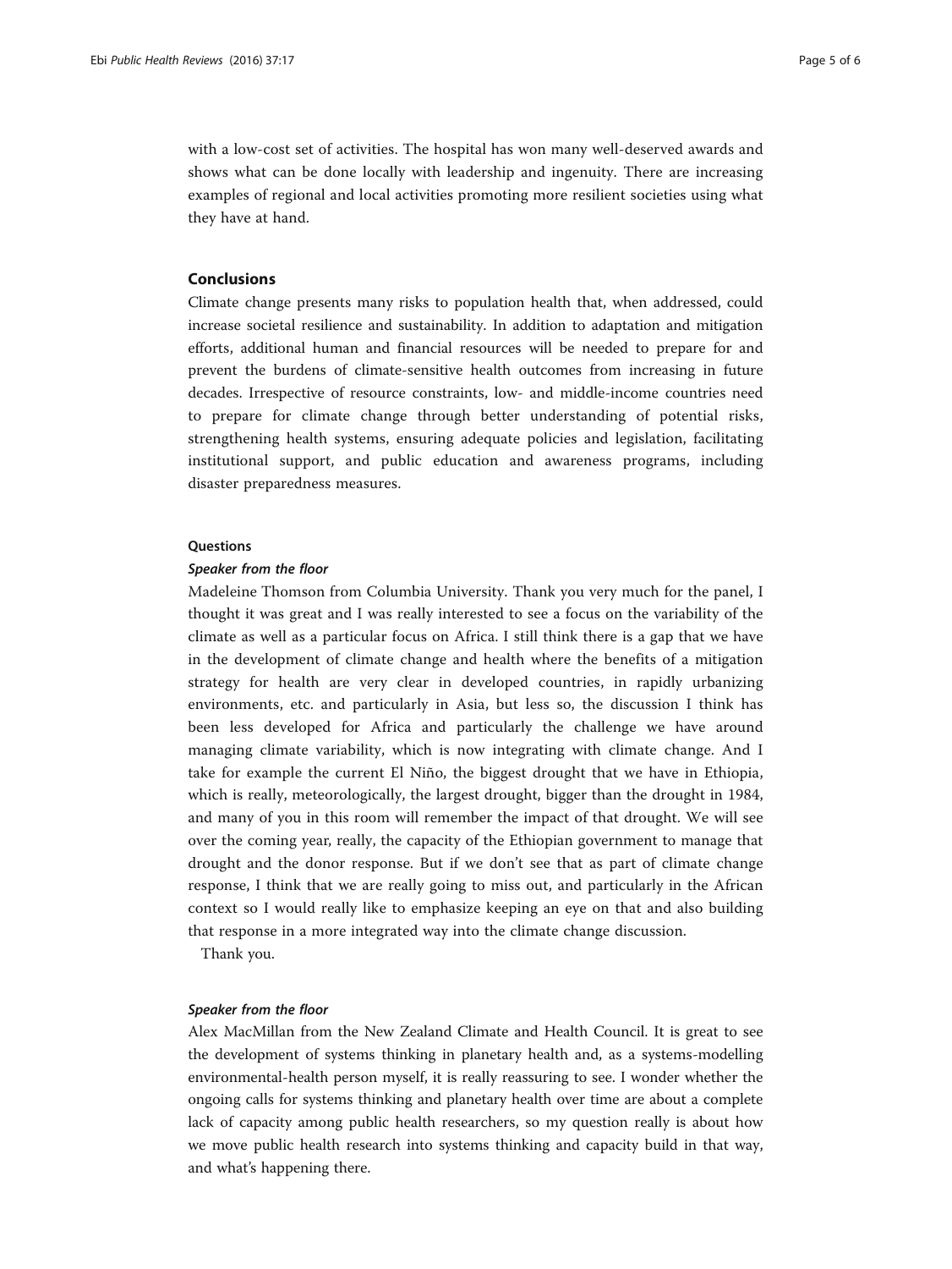with a low-cost set of activities. The hospital has won many well-deserved awards and shows what can be done locally with leadership and ingenuity. There are increasing examples of regional and local activities promoting more resilient societies using what they have at hand.

## Conclusions

Climate change presents many risks to population health that, when addressed, could increase societal resilience and sustainability. In addition to adaptation and mitigation efforts, additional human and financial resources will be needed to prepare for and prevent the burdens of climate-sensitive health outcomes from increasing in future decades. Irrespective of resource constraints, low- and middle-income countries need to prepare for climate change through better understanding of potential risks, strengthening health systems, ensuring adequate policies and legislation, facilitating institutional support, and public education and awareness programs, including disaster preparedness measures.

### Questions

#### *Speaker from the floor*

Madeleine Thomson from Columbia University. Thank you very much for the panel, I thought it was great and I was really interested to see a focus on the variability of the climate as well as a particular focus on Africa. I still think there is a gap that we have in the development of climate change and health where the benefits of a mitigation strategy for health are very clear in developed countries, in rapidly urbanizing environments, etc. and particularly in Asia, but less so, the discussion I think has been less developed for Africa and particularly the challenge we have around managing climate variability, which is now integrating with climate change. And I take for example the current El Niño, the biggest drought that we have in Ethiopia, which is really, meteorologically, the largest drought, bigger than the drought in 1984, and many of you in this room will remember the impact of that drought. We will see over the coming year, really, the capacity of the Ethiopian government to manage that drought and the donor response. But if we don't see that as part of climate change response, I think that we are really going to miss out, and particularly in the African context so I would really like to emphasize keeping an eye on that and also building that response in a more integrated way into the climate change discussion.

Thank you.

#### *Speaker from the floor*

Alex MacMillan from the New Zealand Climate and Health Council. It is great to see the development of systems thinking in planetary health and, as a systems-modelling environmental-health person myself, it is really reassuring to see. I wonder whether the ongoing calls for systems thinking and planetary health over time are about a complete lack of capacity among public health researchers, so my question really is about how we move public health research into systems thinking and capacity build in that way, and what's happening there.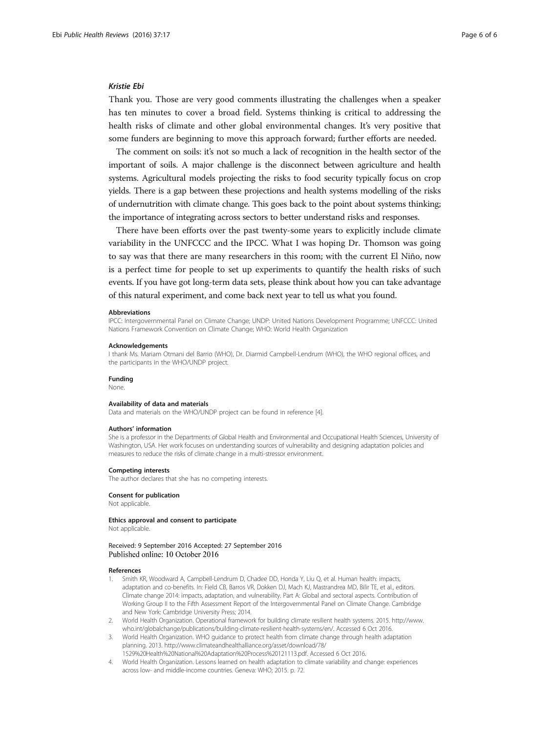### *Kristie Ebi*

Thank you. Those are very good comments illustrating the challenges when a speaker has ten minutes to cover a broad field. Systems thinking is critical to addressing the health risks of climate and other global environmental changes. It's very positive that some funders are beginning to move this approach forward; further efforts are needed.

The comment on soils: it's not so much a lack of recognition in the health sector of the important of soils. A major challenge is the disconnect between agriculture and health systems. Agricultural models projecting the risks to food security typically focus on crop yields. There is a gap between these projections and health systems modelling of the risks of undernutrition with climate change. This goes back to the point about systems thinking; the importance of integrating across sectors to better understand risks and responses.

There have been efforts over the past twenty-some years to explicitly include climate variability in the UNFCCC and the IPCC. What I was hoping Dr. Thomson was going to say was that there are many researchers in this room; with the current El Niño, now is a perfect time for people to set up experiments to quantify the health risks of such events. If you have got long-term data sets, please think about how you can take advantage of this natural experiment, and come back next year to tell us what you found.

#### Abbreviations

IPCC: Intergovernmental Panel on Climate Change; UNDP: United Nations Development Programme; UNFCCC: United Nations Framework Convention on Climate Change; WHO: World Health Organization

#### Acknowledgements

I thank Ms. Mariam Otmani del Barrio (WHO), Dr. Diarmid Campbell-Lendrum (WHO), the WHO regional offices, and the participants in the WHO/UNDP project.

#### Funding

None.

#### Availability of data and materials

Data and materials on the WHO/UNDP project can be found in reference [4].

#### Authors' information

She is a professor in the Departments of Global Health and Environmental and Occupational Health Sciences, University of Washington, USA. Her work focuses on understanding sources of vulnerability and designing adaptation policies and measures to reduce the risks of climate change in a multi-stressor environment.

#### Competing interests

The author declares that she has no competing interests.

#### Consent for publication

Not applicable.

#### Ethics approval and consent to participate

Not applicable.

Received: 9 September 2016 Accepted: 27 September 2016
Published online: 10 October 2016

#### References

1. Smith KR, Woodward A, Campbell-Lendrum D, Chadee DD, Honda Y, Liu Q, et al. Human health: impacts, adaptation and co-benefits. In: Field CB, Barros VR, Dokken DJ, Mach KJ, Mastrandrea MD, Bilir TE, et al., editors. Climate change 2014: impacts, adaptation, and vulnerability. Part A: Global and sectoral aspects. Contribution of Working Group II to the Fifth Assessment Report of the Intergovernmental Panel on Climate Change. Cambridge and New York: Cambridge University Press; 2014.
2. World Health Organization. Operational framework for building climate resilient health systems. 2015. http://www.who.int/globalchange/publications/building-climate-resilient-health-systems/en/. Accessed 6 Oct 2016.
3. World Health Organization. WHO guidance to protect health from climate change through health adaptation planning. 2013. http://www.climateandhealthalliance.org/asset/download/78/1529%20Health%20National%20Adaptation%20Process%20121113.pdf. Accessed 6 Oct 2016.
4. World Health Organization. Lessons learned on health adaptation to climate variability and change: experiences across low- and middle-income countries. Geneva: WHO; 2015. p. 72.